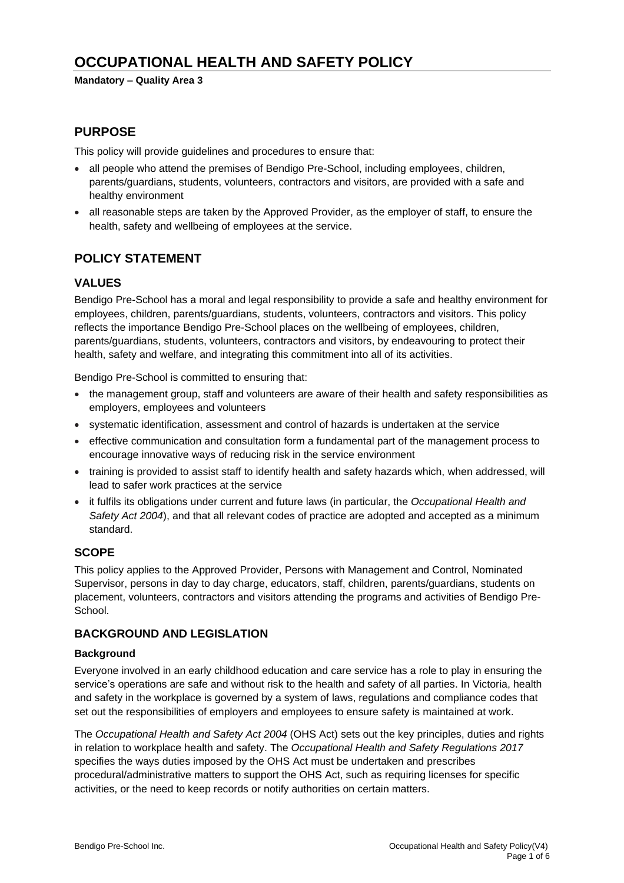# OCCUPATIONAL HEALTH AND SAFETY POLICY

**Mandatory – Quality Area 3**

## PURPOSE

This policy will provide guidelines and procedures to ensure that:

- all people who attend the premises of Bendigo Pre-School, including employees, children, parents/guardians, students, volunteers, contractors and visitors, are provided with a safe and healthy environment
- all reasonable steps are taken by the Approved Provider, as the employer of staff, to ensure the health, safety and wellbeing of employees at the service.

## POLICY STATEMENT

### VALUES

Bendigo Pre-School has a moral and legal responsibility to provide a safe and healthy environment for employees, children, parents/guardians, students, volunteers, contractors and visitors. This policy reflects the importance Bendigo Pre-School places on the wellbeing of employees, children, parents/guardians, students, volunteers, contractors and visitors, by endeavouring to protect their health, safety and welfare, and integrating this commitment into all of its activities.

Bendigo Pre-School is committed to ensuring that:

- the management group, staff and volunteers are aware of their health and safety responsibilities as employers, employees and volunteers
- systematic identification, assessment and control of hazards is undertaken at the service
- effective communication and consultation form a fundamental part of the management process to encourage innovative ways of reducing risk in the service environment
- training is provided to assist staff to identify health and safety hazards which, when addressed, will lead to safer work practices at the service
- it fulfils its obligations under current and future laws (in particular, the *Occupational Health and Safety Act 2004*), and that all relevant codes of practice are adopted and accepted as a minimum standard.

### SCOPE

This policy applies to the Approved Provider, Persons with Management and Control, Nominated Supervisor, persons in day to day charge, educators, staff, children, parents/guardians, students on placement, volunteers, contractors and visitors attending the programs and activities of Bendigo Pre-School.

### BACKGROUND AND LEGISLATION

#### Background

Everyone involved in an early childhood education and care service has a role to play in ensuring the service's operations are safe and without risk to the health and safety of all parties. In Victoria, health and safety in the workplace is governed by a system of laws, regulations and compliance codes that set out the responsibilities of employers and employees to ensure safety is maintained at work.

The *Occupational Health and Safety Act 2004* (OHS Act) sets out the key principles, duties and rights in relation to workplace health and safety. The *Occupational Health and Safety Regulations 2017* specifies the ways duties imposed by the OHS Act must be undertaken and prescribes procedural/administrative matters to support the OHS Act, such as requiring licenses for specific activities, or the need to keep records or notify authorities on certain matters.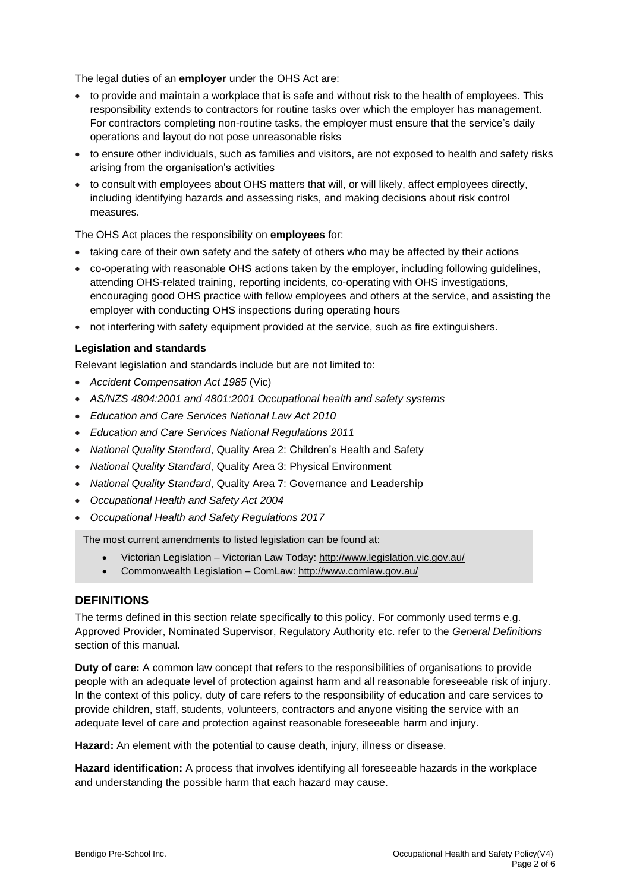The legal duties of an **employer** under the OHS Act are:

- to provide and maintain a workplace that is safe and without risk to the health of employees. This responsibility extends to contractors for routine tasks over which the employer has management. For contractors completing non-routine tasks, the employer must ensure that the service's daily operations and layout do not pose unreasonable risks
- to ensure other individuals, such as families and visitors, are not exposed to health and safety risks arising from the organisation's activities
- to consult with employees about OHS matters that will, or will likely, affect employees directly, including identifying hazards and assessing risks, and making decisions about risk control measures.

The OHS Act places the responsibility on **employees** for:

- taking care of their own safety and the safety of others who may be affected by their actions
- co-operating with reasonable OHS actions taken by the employer, including following guidelines, attending OHS-related training, reporting incidents, co-operating with OHS investigations, encouraging good OHS practice with fellow employees and others at the service, and assisting the employer with conducting OHS inspections during operating hours
- not interfering with safety equipment provided at the service, such as fire extinguishers.

**Legislation and standards**

Relevant legislation and standards include but are not limited to:

- *Accident Compensation Act 1985* (Vic)
- *AS/NZS 4804:2001 and 4801:2001 Occupational health and safety systems*
- *Education and Care Services National Law Act 2010*
- *Education and Care Services National Regulations 2011*
- *National Quality Standard*, Quality Area 2: Children's Health and Safety
- *National Quality Standard*, Quality Area 3: Physical Environment
- *National Quality Standard*, Quality Area 7: Governance and Leadership
- *Occupational Health and Safety Act 2004*
- *Occupational Health and Safety Regulations 2017*

The most current amendments to listed legislation can be found at:

- Victorian Legislation – Victorian Law Today: http://www.legislation.vic.gov.au/
- Commonwealth Legislation – ComLaw: http://www.comlaw.gov.au/

## DEFINITIONS

The terms defined in this section relate specifically to this policy. For commonly used terms e.g. Approved Provider, Nominated Supervisor, Regulatory Authority etc. refer to the *General Definitions* section of this manual.

**Duty of care:** A common law concept that refers to the responsibilities of organisations to provide people with an adequate level of protection against harm and all reasonable foreseeable risk of injury. In the context of this policy, duty of care refers to the responsibility of education and care services to provide children, staff, students, volunteers, contractors and anyone visiting the service with an adequate level of care and protection against reasonable foreseeable harm and injury.

**Hazard:** An element with the potential to cause death, injury, illness or disease.

**Hazard identification:** A process that involves identifying all foreseeable hazards in the workplace and understanding the possible harm that each hazard may cause.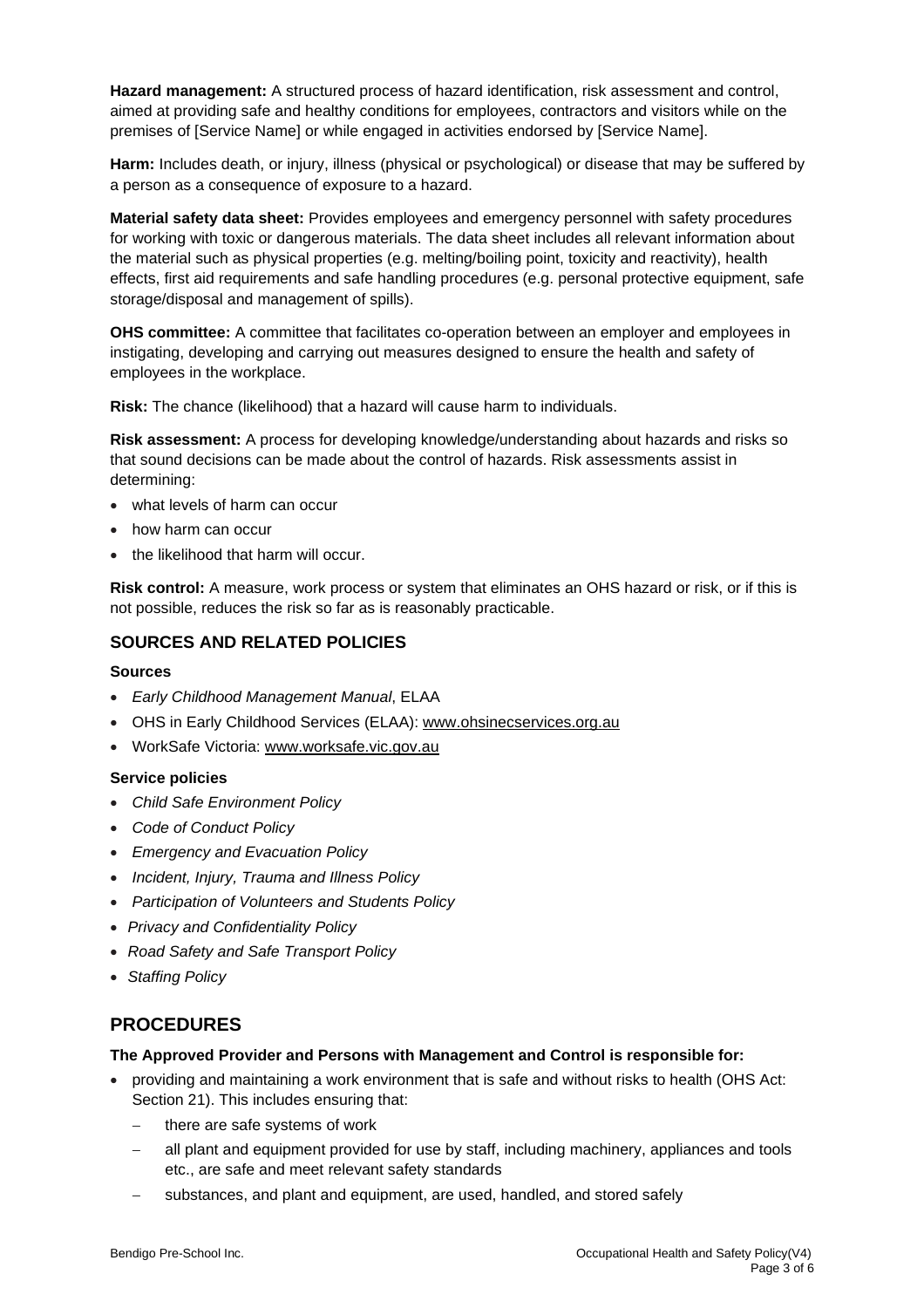**Hazard management:** A structured process of hazard identification, risk assessment and control, aimed at providing safe and healthy conditions for employees, contractors and visitors while on the premises of [Service Name] or while engaged in activities endorsed by [Service Name].

**Harm:** Includes death, or injury, illness (physical or psychological) or disease that may be suffered by a person as a consequence of exposure to a hazard.

**Material safety data sheet:** Provides employees and emergency personnel with safety procedures for working with toxic or dangerous materials. The data sheet includes all relevant information about the material such as physical properties (e.g. melting/boiling point, toxicity and reactivity), health effects, first aid requirements and safe handling procedures (e.g. personal protective equipment, safe storage/disposal and management of spills).

**OHS committee:** A committee that facilitates co-operation between an employer and employees in instigating, developing and carrying out measures designed to ensure the health and safety of employees in the workplace.

**Risk:** The chance (likelihood) that a hazard will cause harm to individuals.

**Risk assessment:** A process for developing knowledge/understanding about hazards and risks so that sound decisions can be made about the control of hazards. Risk assessments assist in determining:

- what levels of harm can occur
- how harm can occur
- the likelihood that harm will occur.

**Risk control:** A measure, work process or system that eliminates an OHS hazard or risk, or if this is not possible, reduces the risk so far as is reasonably practicable.

## SOURCES AND RELATED POLICIES

### Sources

- *Early Childhood Management Manual*, ELAA
- OHS in Early Childhood Services (ELAA): www.ohsinecservices.org.au
- WorkSafe Victoria: www.worksafe.vic.gov.au

### Service policies

- *Child Safe Environment Policy*
- *Code of Conduct Policy*
- *Emergency and Evacuation Policy*
- *Incident, Injury, Trauma and Illness Policy*
- *Participation of Volunteers and Students Policy*
- *Privacy and Confidentiality Policy*
- *Road Safety and Safe Transport Policy*
- *Staffing Policy*

# PROCEDURES

### The Approved Provider and Persons with Management and Control is responsible for:

- providing and maintaining a work environment that is safe and without risks to health (OHS Act: Section 21). This includes ensuring that:
  - there are safe systems of work
  - all plant and equipment provided for use by staff, including machinery, appliances and tools etc., are safe and meet relevant safety standards
  - substances, and plant and equipment, are used, handled, and stored safely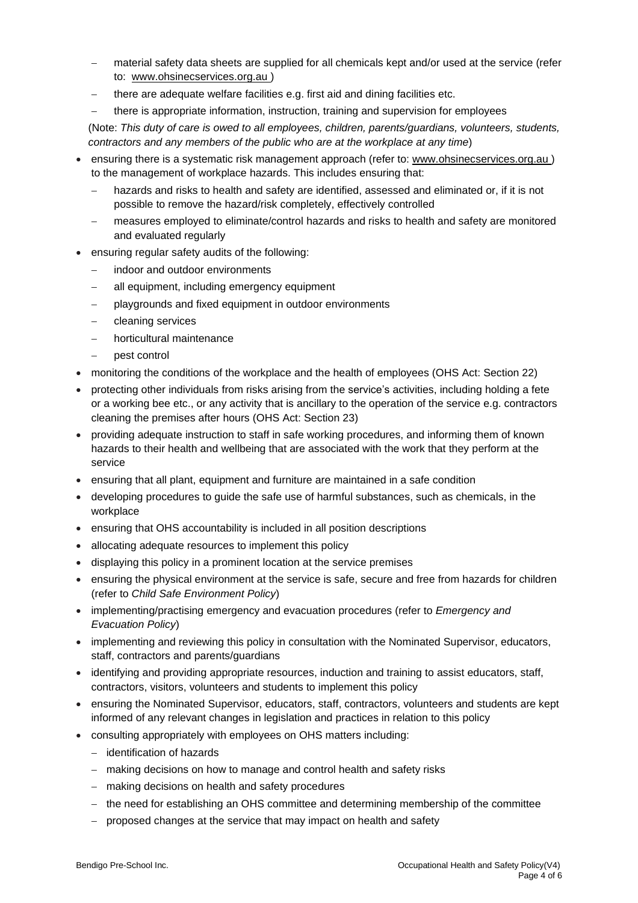- material safety data sheets are supplied for all chemicals kept and/or used at the service (refer to: www.ohsinecservices.org.au )
  - there are adequate welfare facilities e.g. first aid and dining facilities etc.
  - there is appropriate information, instruction, training and supervision for employees

  (Note: *This duty of care is owed to all employees, children, parents/guardians, volunteers, students, contractors and any members of the public who are at the workplace at any time*)
- ensuring there is a systematic risk management approach (refer to: www.ohsinecservices.org.au ) to the management of workplace hazards. This includes ensuring that:
  - hazards and risks to health and safety are identified, assessed and eliminated or, if it is not possible to remove the hazard/risk completely, effectively controlled
  - measures employed to eliminate/control hazards and risks to health and safety are monitored and evaluated regularly
- ensuring regular safety audits of the following:
  - indoor and outdoor environments
  - all equipment, including emergency equipment
  - playgrounds and fixed equipment in outdoor environments
  - cleaning services
  - horticultural maintenance
  - pest control
- monitoring the conditions of the workplace and the health of employees (OHS Act: Section 22)
- protecting other individuals from risks arising from the service's activities, including holding a fete or a working bee etc., or any activity that is ancillary to the operation of the service e.g. contractors cleaning the premises after hours (OHS Act: Section 23)
- providing adequate instruction to staff in safe working procedures, and informing them of known hazards to their health and wellbeing that are associated with the work that they perform at the service
- ensuring that all plant, equipment and furniture are maintained in a safe condition
- developing procedures to guide the safe use of harmful substances, such as chemicals, in the workplace
- ensuring that OHS accountability is included in all position descriptions
- allocating adequate resources to implement this policy
- displaying this policy in a prominent location at the service premises
- ensuring the physical environment at the service is safe, secure and free from hazards for children (refer to *Child Safe Environment Policy*)
- implementing/practising emergency and evacuation procedures (refer to *Emergency and Evacuation Policy*)
- implementing and reviewing this policy in consultation with the Nominated Supervisor, educators, staff, contractors and parents/guardians
- identifying and providing appropriate resources, induction and training to assist educators, staff, contractors, visitors, volunteers and students to implement this policy
- ensuring the Nominated Supervisor, educators, staff, contractors, volunteers and students are kept informed of any relevant changes in legislation and practices in relation to this policy
- consulting appropriately with employees on OHS matters including:
  - identification of hazards
  - making decisions on how to manage and control health and safety risks
  - making decisions on health and safety procedures
  - the need for establishing an OHS committee and determining membership of the committee
  - proposed changes at the service that may impact on health and safety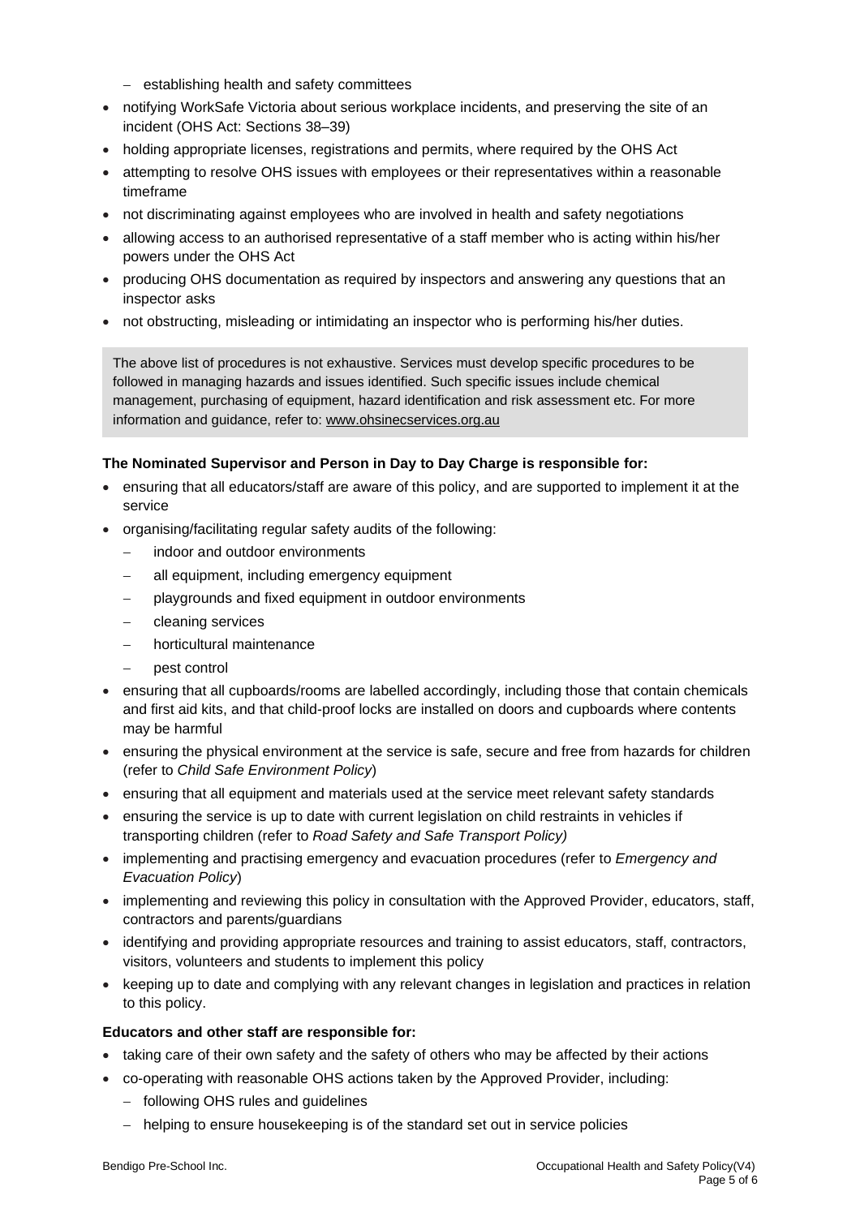- establishing health and safety committees

- notifying WorkSafe Victoria about serious workplace incidents, and preserving the site of an incident (OHS Act: Sections 38–39)
- holding appropriate licenses, registrations and permits, where required by the OHS Act
- attempting to resolve OHS issues with employees or their representatives within a reasonable timeframe
- not discriminating against employees who are involved in health and safety negotiations
- allowing access to an authorised representative of a staff member who is acting within his/her powers under the OHS Act
- producing OHS documentation as required by inspectors and answering any questions that an inspector asks
- not obstructing, misleading or intimidating an inspector who is performing his/her duties.

> The above list of procedures is not exhaustive. Services must develop specific procedures to be followed in managing hazards and issues identified. Such specific issues include chemical management, purchasing of equipment, hazard identification and risk assessment etc. For more information and guidance, refer to: www.ohsinecservices.org.au

**The Nominated Supervisor and Person in Day to Day Charge is responsible for:**

- ensuring that all educators/staff are aware of this policy, and are supported to implement it at the service
- organising/facilitating regular safety audits of the following:
  - indoor and outdoor environments
  - all equipment, including emergency equipment
  - playgrounds and fixed equipment in outdoor environments
  - cleaning services
  - horticultural maintenance
  - pest control
- ensuring that all cupboards/rooms are labelled accordingly, including those that contain chemicals and first aid kits, and that child-proof locks are installed on doors and cupboards where contents may be harmful
- ensuring the physical environment at the service is safe, secure and free from hazards for children (refer to *Child Safe Environment Policy*)
- ensuring that all equipment and materials used at the service meet relevant safety standards
- ensuring the service is up to date with current legislation on child restraints in vehicles if transporting children (refer to *Road Safety and Safe Transport Policy)*
- implementing and practising emergency and evacuation procedures (refer to *Emergency and Evacuation Policy*)
- implementing and reviewing this policy in consultation with the Approved Provider, educators, staff, contractors and parents/guardians
- identifying and providing appropriate resources and training to assist educators, staff, contractors, visitors, volunteers and students to implement this policy
- keeping up to date and complying with any relevant changes in legislation and practices in relation to this policy.

**Educators and other staff are responsible for:**

- taking care of their own safety and the safety of others who may be affected by their actions
- co-operating with reasonable OHS actions taken by the Approved Provider, including:
  - following OHS rules and guidelines
  - helping to ensure housekeeping is of the standard set out in service policies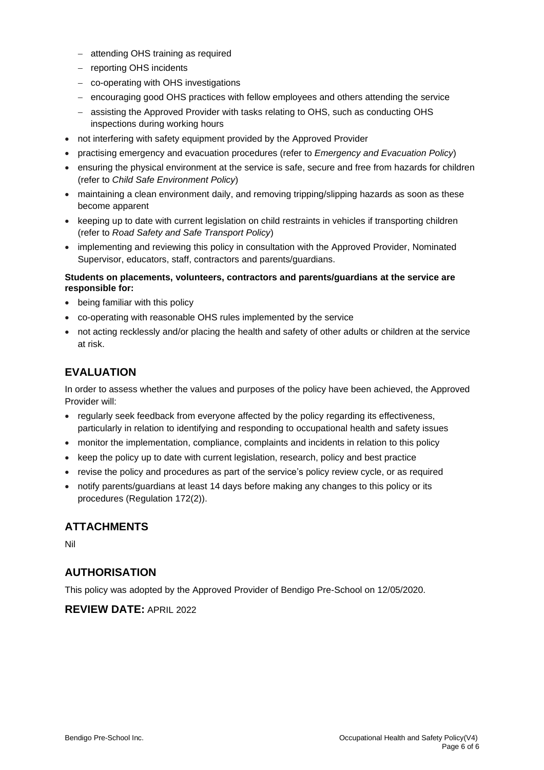- attending OHS training as required
  - reporting OHS incidents
  - co-operating with OHS investigations
  - encouraging good OHS practices with fellow employees and others attending the service
  - assisting the Approved Provider with tasks relating to OHS, such as conducting OHS inspections during working hours
- not interfering with safety equipment provided by the Approved Provider
- practising emergency and evacuation procedures (refer to *Emergency and Evacuation Policy*)
- ensuring the physical environment at the service is safe, secure and free from hazards for children (refer to *Child Safe Environment Policy*)
- maintaining a clean environment daily, and removing tripping/slipping hazards as soon as these become apparent
- keeping up to date with current legislation on child restraints in vehicles if transporting children (refer to *Road Safety and Safe Transport Policy*)
- implementing and reviewing this policy in consultation with the Approved Provider, Nominated Supervisor, educators, staff, contractors and parents/guardians.

**Students on placements, volunteers, contractors and parents/guardians at the service are responsible for:**

- being familiar with this policy
- co-operating with reasonable OHS rules implemented by the service
- not acting recklessly and/or placing the health and safety of other adults or children at the service at risk.

## EVALUATION

In order to assess whether the values and purposes of the policy have been achieved, the Approved Provider will:

- regularly seek feedback from everyone affected by the policy regarding its effectiveness, particularly in relation to identifying and responding to occupational health and safety issues
- monitor the implementation, compliance, complaints and incidents in relation to this policy
- keep the policy up to date with current legislation, research, policy and best practice
- revise the policy and procedures as part of the service's policy review cycle, or as required
- notify parents/guardians at least 14 days before making any changes to this policy or its procedures (Regulation 172(2)).

## ATTACHMENTS

Nil

## AUTHORISATION

This policy was adopted by the Approved Provider of Bendigo Pre-School on 12/05/2020.

**REVIEW DATE:** APRIL 2022